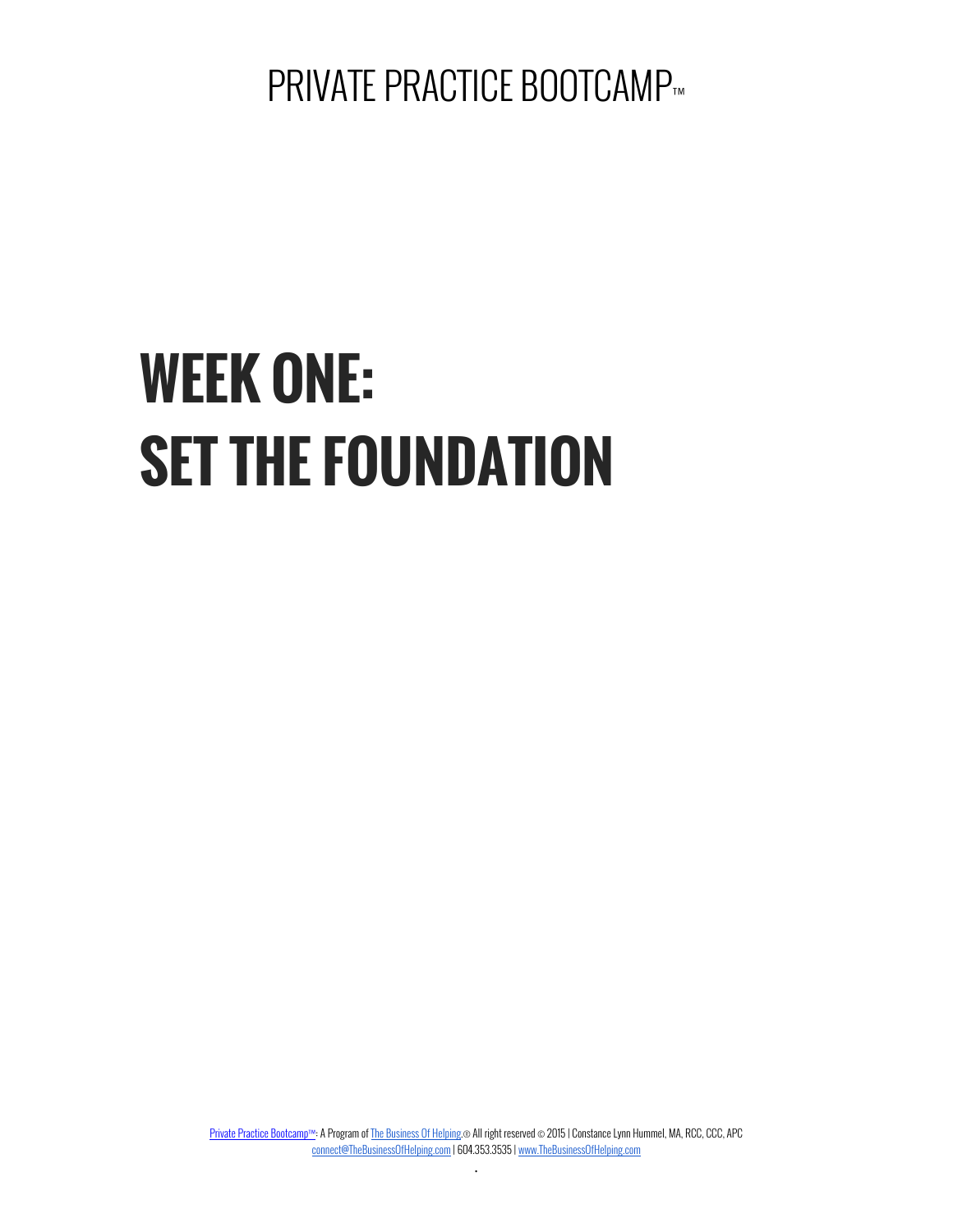PRIVATE PRACTICE BOOTCAMP™

# WEEK ONE:
# SET THE FOUNDATION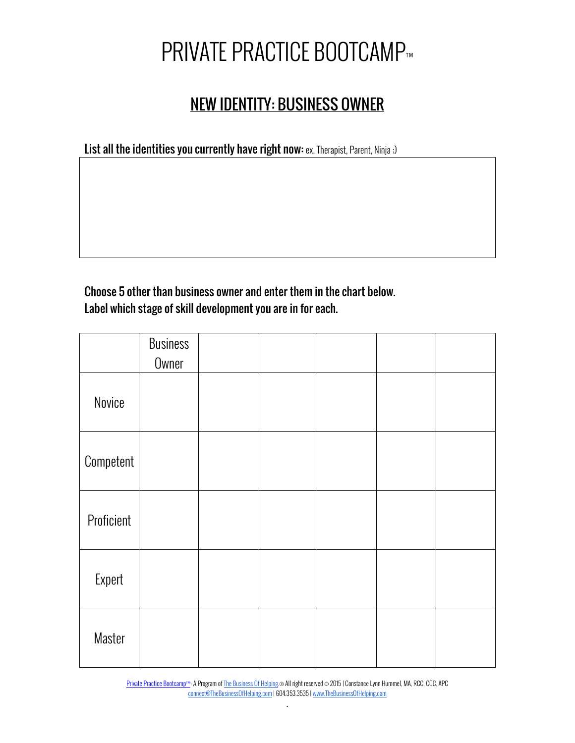# PRIVATE PRACTICE BOOTCAMP™

## NEW IDENTITY: BUSINESS OWNER

**List all the identities you currently have right now:** ex. Therapist, Parent, Ninja ;)

|  |
|---|
|  |

**Choose 5 other than business owner and enter them in the chart below.**
**Label which stage of skill development you are in for each.**

|  | Business Owner |  |  |  |  |  |
|---|---|---|---|---|---|---|
| Novice |  |  |  |  |  |  |
| Competent |  |  |  |  |  |  |
| Proficient |  |  |  |  |  |  |
| Expert |  |  |  |  |  |  |
| Master |  |  |  |  |  |  |

Private Practice Bootcamp™: A Program of The Business Of Helping.® All right reserved © 2015 | Constance Lynn Hummel, MA, RCC, CCC, APC
connect@TheBusinessOfHelping.com | 604.353.3535 | www.TheBusinessOfHelping.com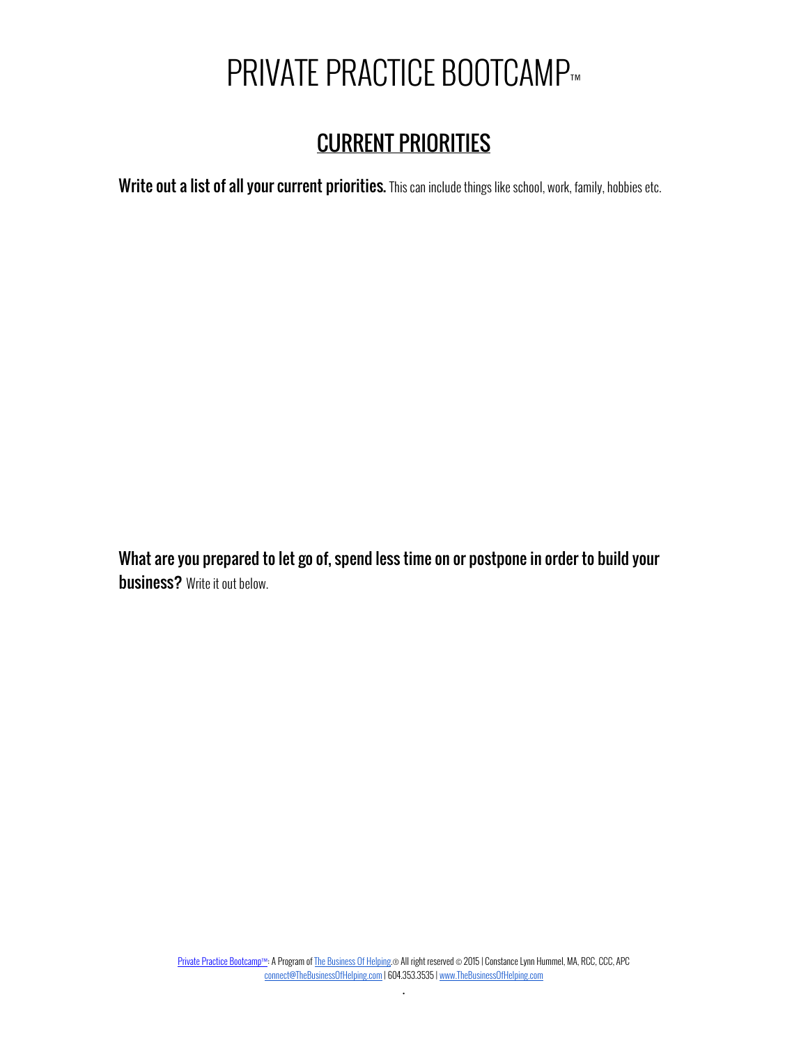# PRIVATE PRACTICE BOOTCAMP™

## CURRENT PRIORITIES

**Write out a list of all your current priorities.** This can include things like school, work, family, hobbies etc.

**What are you prepared to let go of, spend less time on or postpone in order to build your business?** Write it out below.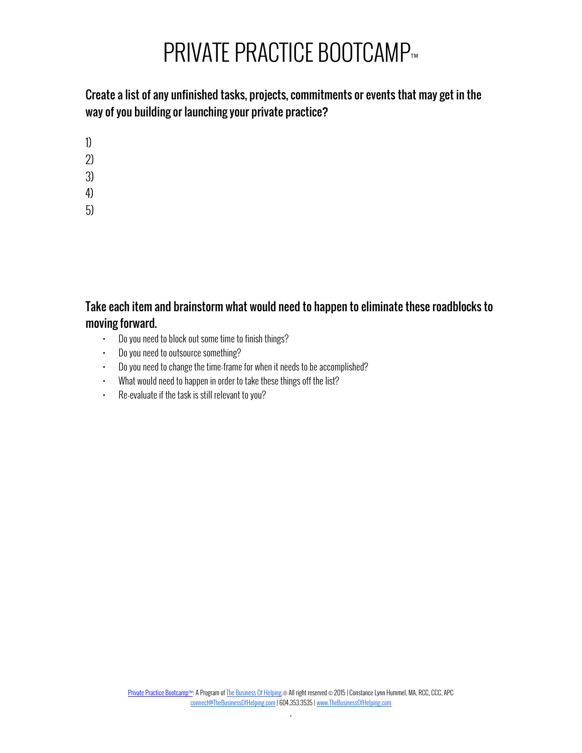# PRIVATE PRACTICE BOOTCAMP™

## Create a list of any unfinished tasks, projects, commitments or events that may get in the way of you building or launching your private practice?

1)
2)
3)
4)
5)

## Take each item and brainstorm what would need to happen to eliminate these roadblocks to moving forward.

- Do you need to block out some time to finish things?
- Do you need to outsource something?
- Do you need to change the time-frame for when it needs to be accomplished?
- What would need to happen in order to take these things off the list?
- Re-evaluate if the task is still relevant to you?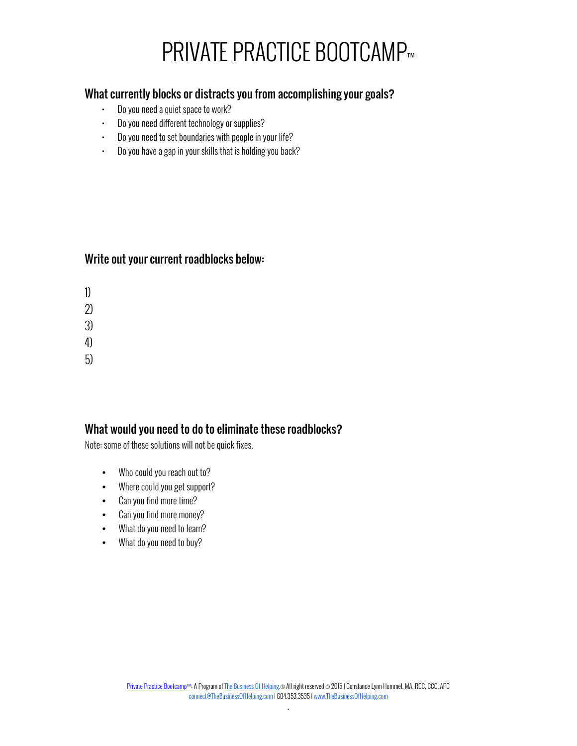# PRIVATE PRACTICE BOOTCAMP™

## What currently blocks or distracts you from accomplishing your goals?

- Do you need a quiet space to work?
- Do you need different technology or supplies?
- Do you need to set boundaries with people in your life?
- Do you have a gap in your skills that is holding you back?

## Write out your current roadblocks below:

1)
2)
3)
4)
5)

## What would you need to do to eliminate these roadblocks?

Note: some of these solutions will not be quick fixes.

- Who could you reach out to?
- Where could you get support?
- Can you find more time?
- Can you find more money?
- What do you need to learn?
- What do you need to buy?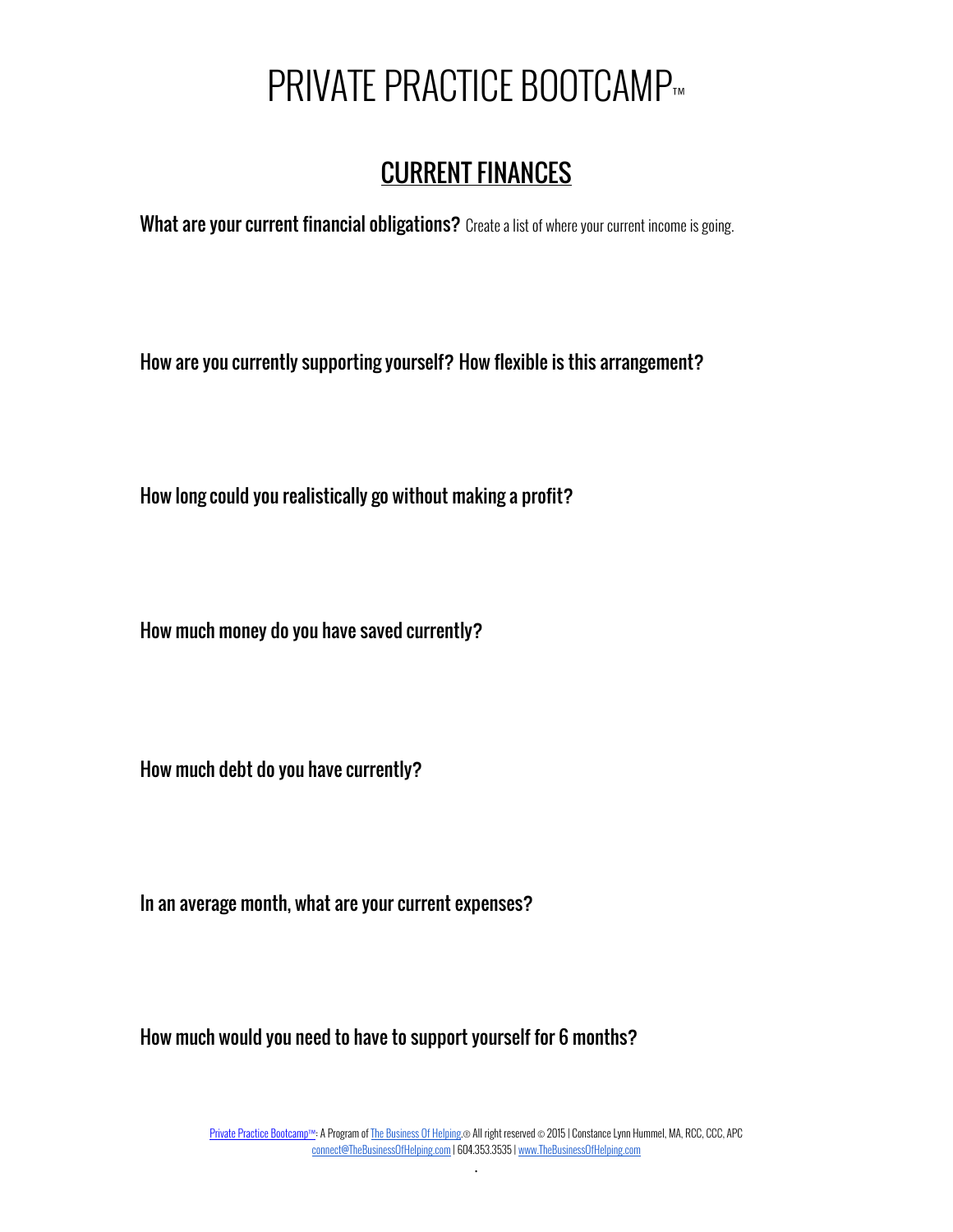# PRIVATE PRACTICE BOOTCAMP™

## CURRENT FINANCES

**What are your current financial obligations?** Create a list of where your current income is going.

**How are you currently supporting yourself? How flexible is this arrangement?**

**How long could you realistically go without making a profit?**

**How much money do you have saved currently?**

**How much debt do you have currently?**

**In an average month, what are your current expenses?**

**How much would you need to have to support yourself for 6 months?**

Private Practice Bootcamp™: A Program of The Business Of Helping.® All right reserved © 2015 | Constance Lynn Hummel, MA, RCC, CCC, APC
connect@TheBusinessOfHelping.com | 604.353.3535 | www.TheBusinessOfHelping.com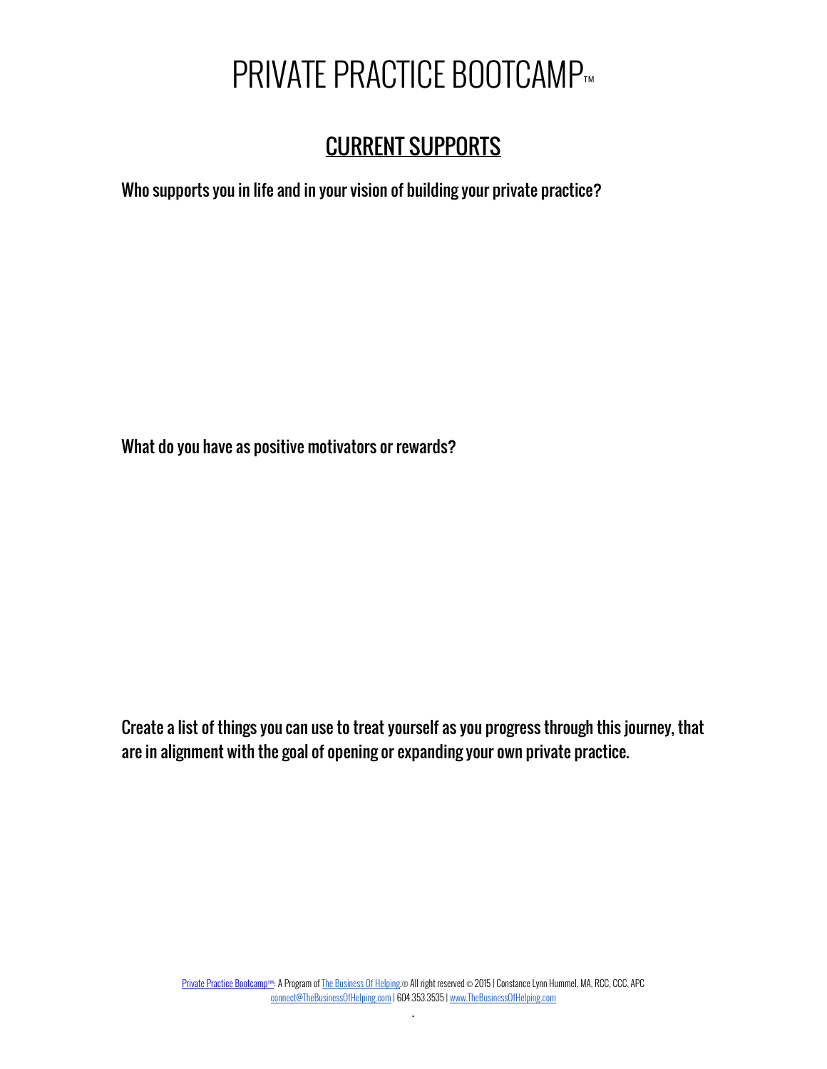# PRIVATE PRACTICE BOOTCAMP™

## CURRENT SUPPORTS

**Who supports you in life and in your vision of building your private practice?**

**What do you have as positive motivators or rewards?**

**Create a list of things you can use to treat yourself as you progress through this journey, that are in alignment with the goal of opening or expanding your own private practice.**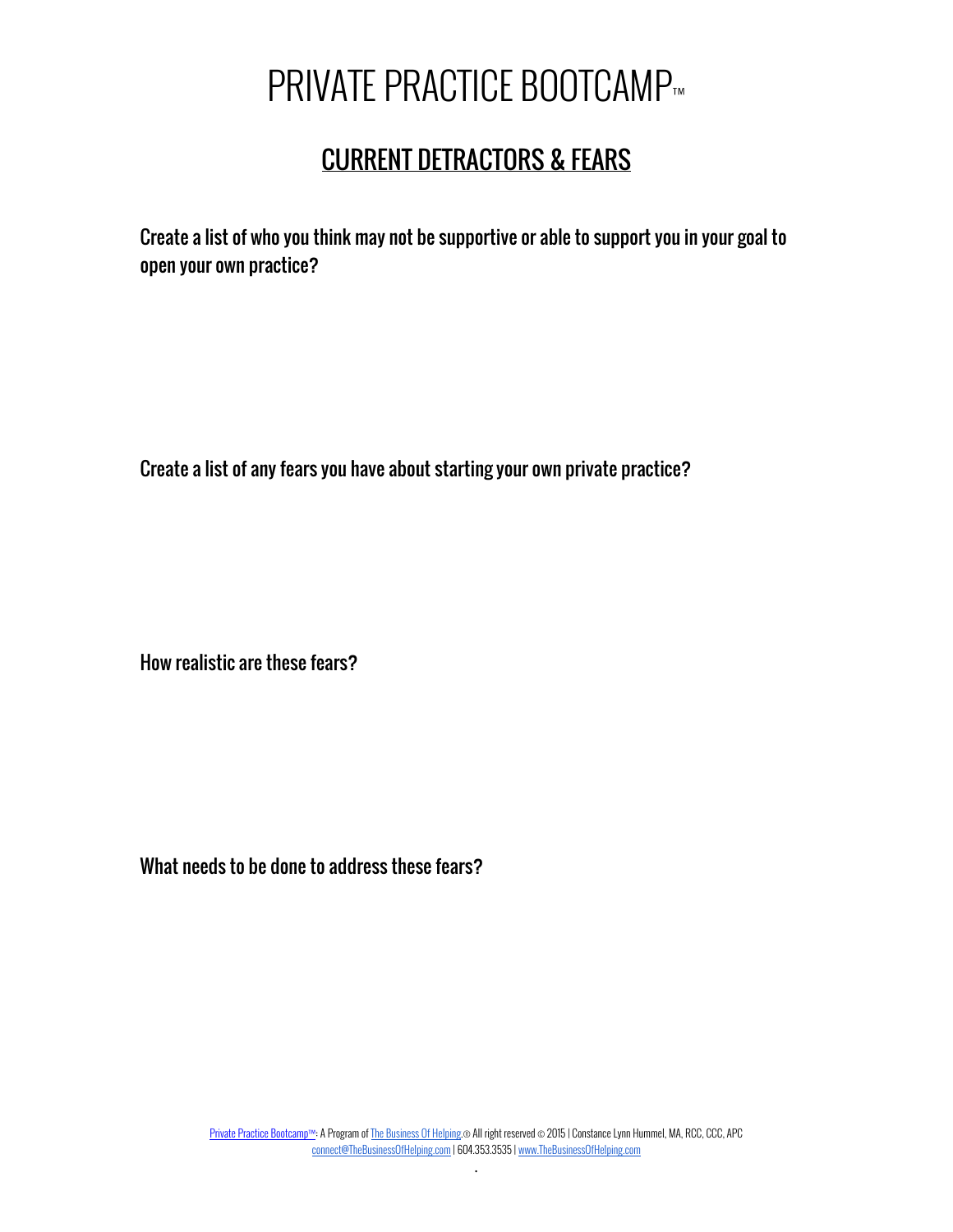# PRIVATE PRACTICE BOOTCAMP™

## CURRENT DETRACTORS & FEARS

Create a list of who you think may not be supportive or able to support you in your goal to open your own practice?

Create a list of any fears you have about starting your own private practice?

How realistic are these fears?

What needs to be done to address these fears?

Private Practice Bootcamp™: A Program of The Business Of Helping.® All right reserved © 2015 | Constance Lynn Hummel, MA, RCC, CCC, APC
connect@TheBusinessOfHelping.com | 604.353.3535 | www.TheBusinessOfHelping.com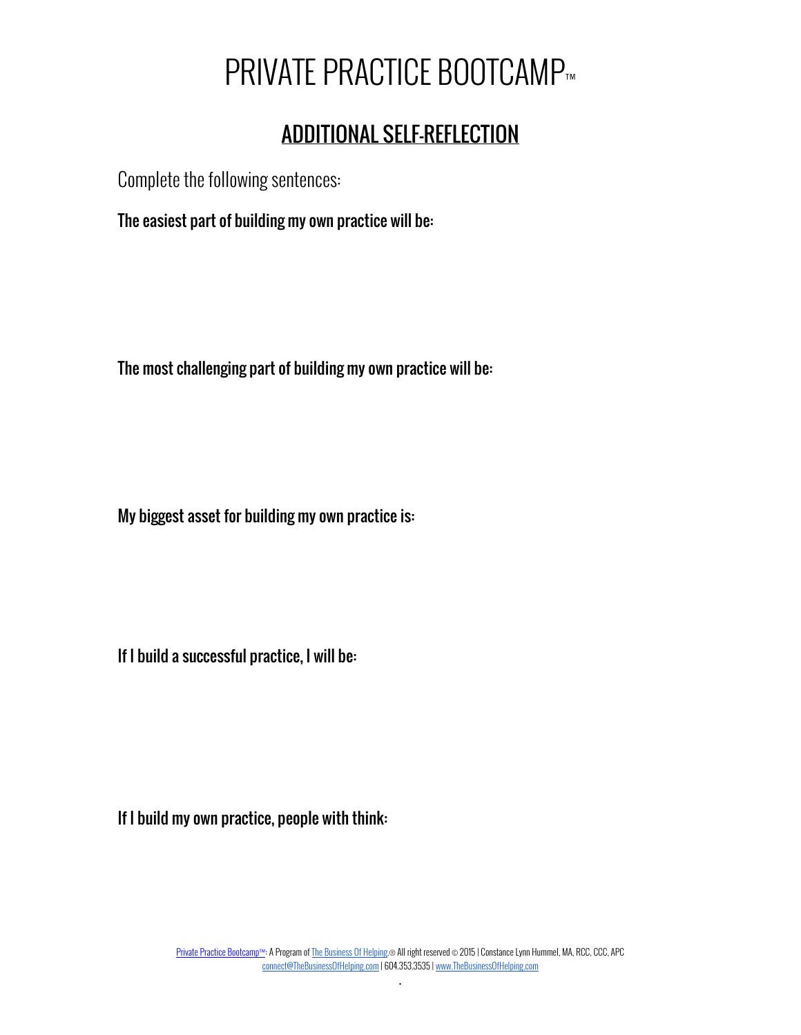# PRIVATE PRACTICE BOOTCAMP™

## ADDITIONAL SELF-REFLECTION

Complete the following sentences:

**The easiest part of building my own practice will be:**

**The most challenging part of building my own practice will be:**

**My biggest asset for building my own practice is:**

**If I build a successful practice, I will be:**

**If I build my own practice, people with think:**

Private Practice Bootcamp™: A Program of The Business Of Helping.® All right reserved © 2015 | Constance Lynn Hummel, MA, RCC, CCC, APC
connect@TheBusinessOfHelping.com | 604.353.3535 | www.TheBusinessOfHelping.com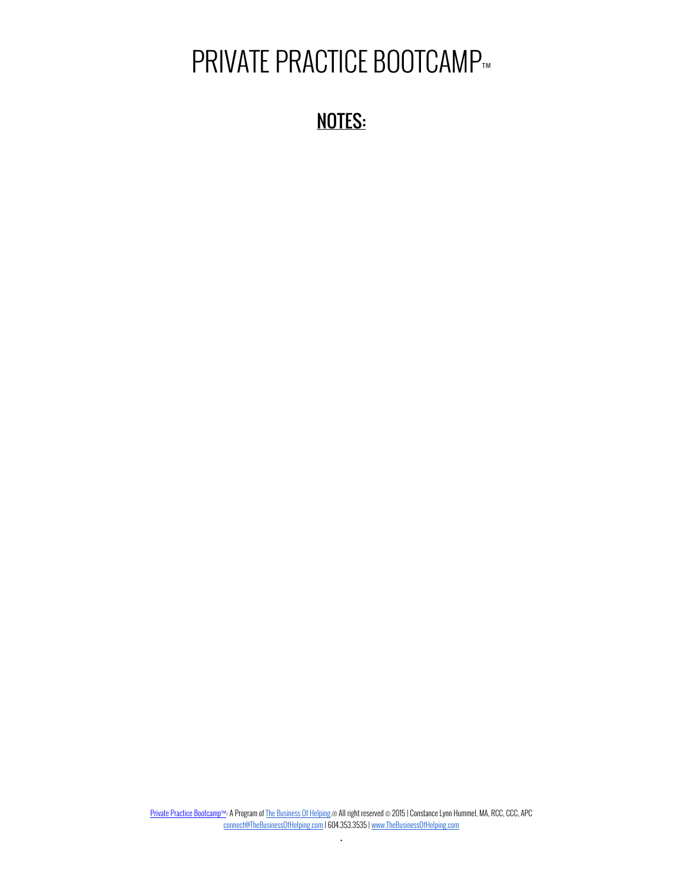# PRIVATE PRACTICE BOOTCAMP™

## NOTES: